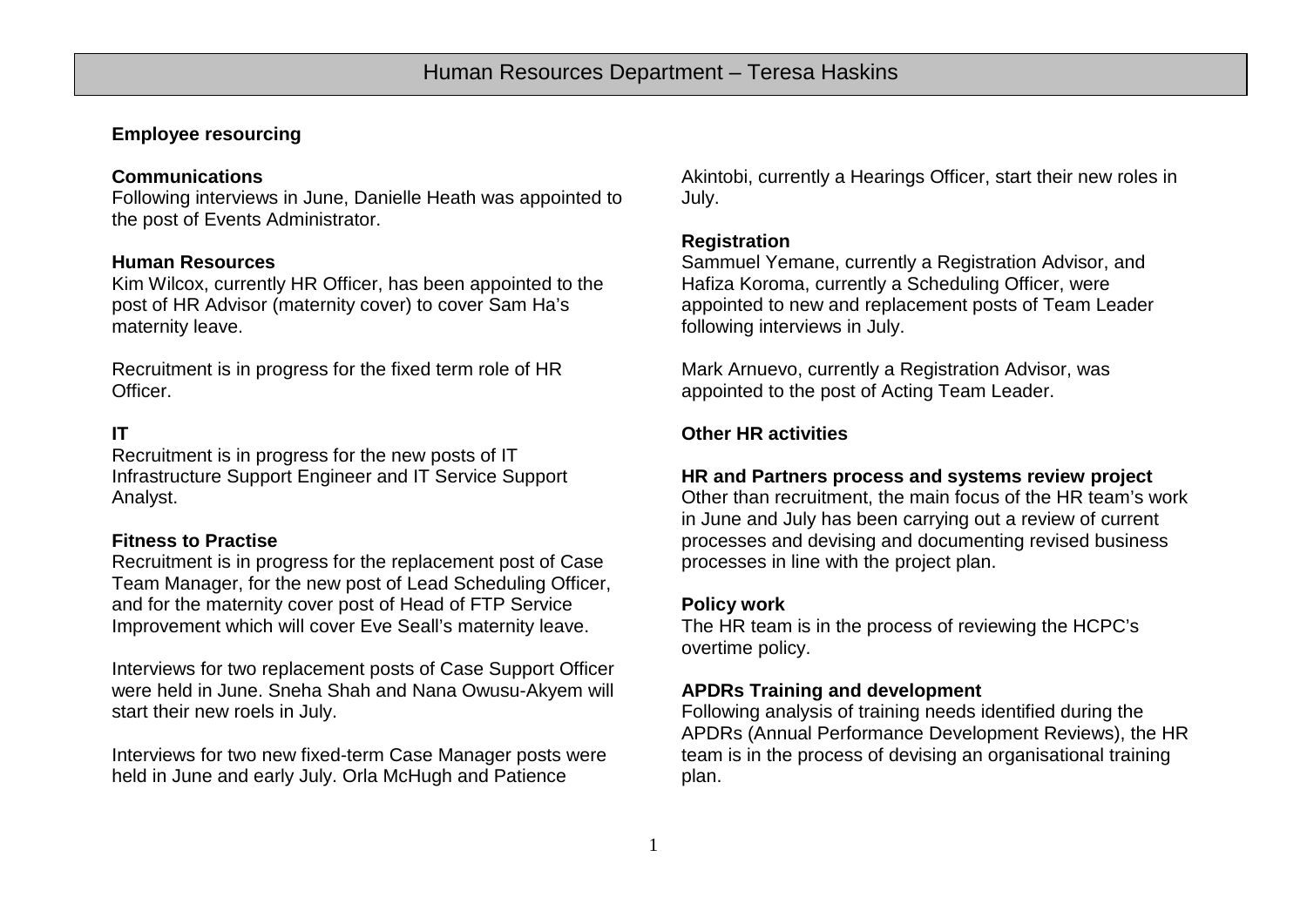# Human Resources Department – Teresa Haskins

**Employee resourcing**

**Communications**
Following interviews in June, Danielle Heath was appointed to the post of Events Administrator.

**Human Resources**
Kim Wilcox, currently HR Officer, has been appointed to the post of HR Advisor (maternity cover) to cover Sam Ha's maternity leave.

Recruitment is in progress for the fixed term role of HR Officer.

**IT**
Recruitment is in progress for the new posts of IT Infrastructure Support Engineer and IT Service Support Analyst.

**Fitness to Practise**
Recruitment is in progress for the replacement post of Case Team Manager, for the new post of Lead Scheduling Officer, and for the maternity cover post of Head of FTP Service Improvement which will cover Eve Seall's maternity leave.

Interviews for two replacement posts of Case Support Officer were held in June. Sneha Shah and Nana Owusu-Akyem will start their new roels in July.

Interviews for two new fixed-term Case Manager posts were held in June and early July. Orla McHugh and Patience Akintobi, currently a Hearings Officer, start their new roles in July.

**Registration**
Sammuel Yemane, currently a Registration Advisor, and Hafiza Koroma, currently a Scheduling Officer, were appointed to new and replacement posts of Team Leader following interviews in July.

Mark Arnuevo, currently a Registration Advisor, was appointed to the post of Acting Team Leader.

**Other HR activities**

**HR and Partners process and systems review project**
Other than recruitment, the main focus of the HR team's work in June and July has been carrying out a review of current processes and devising and documenting revised business processes in line with the project plan.

**Policy work**
The HR team is in the process of reviewing the HCPC's overtime policy.

**APDRs Training and development**
Following analysis of training needs identified during the APDRs (Annual Performance Development Reviews), the HR team is in the process of devising an organisational training plan.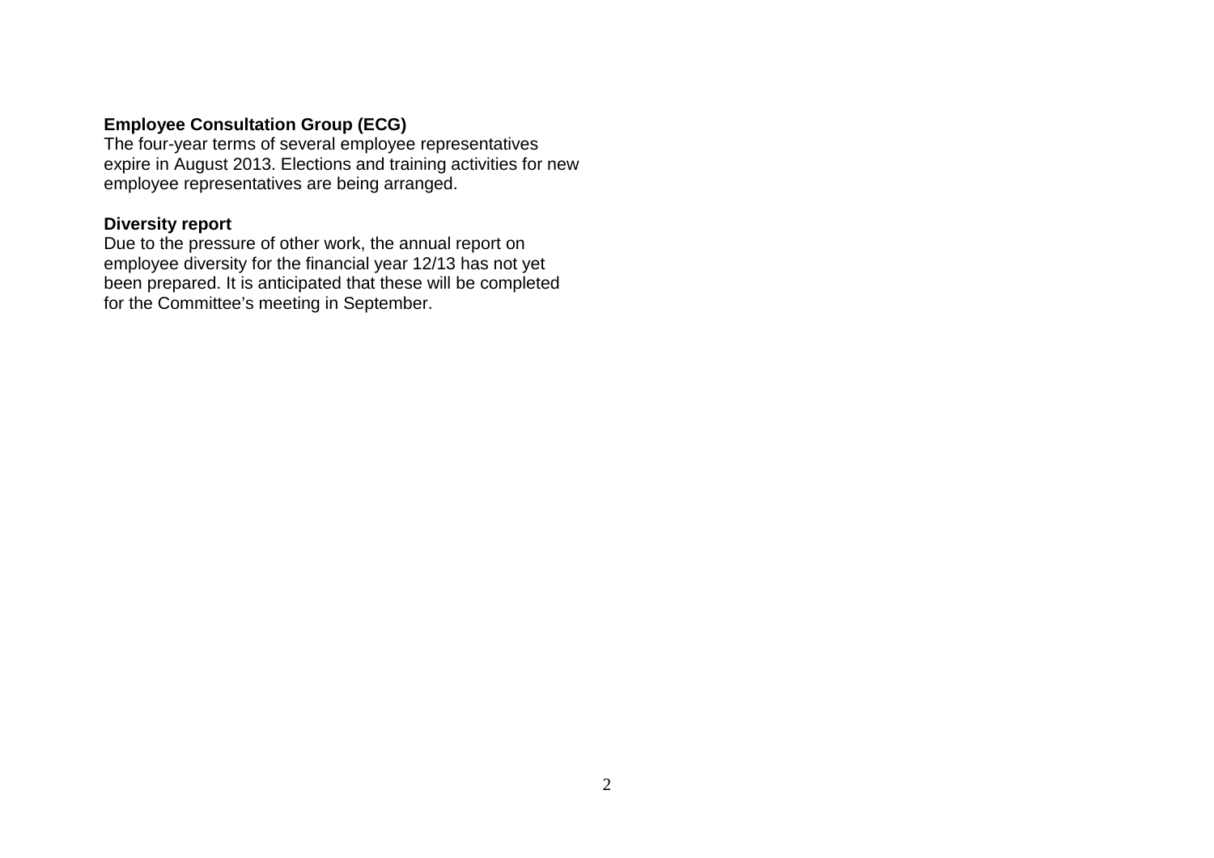**Employee Consultation Group (ECG)**
The four-year terms of several employee representatives expire in August 2013. Elections and training activities for new employee representatives are being arranged.

**Diversity report**
Due to the pressure of other work, the annual report on employee diversity for the financial year 12/13 has not yet been prepared. It is anticipated that these will be completed for the Committee's meeting in September.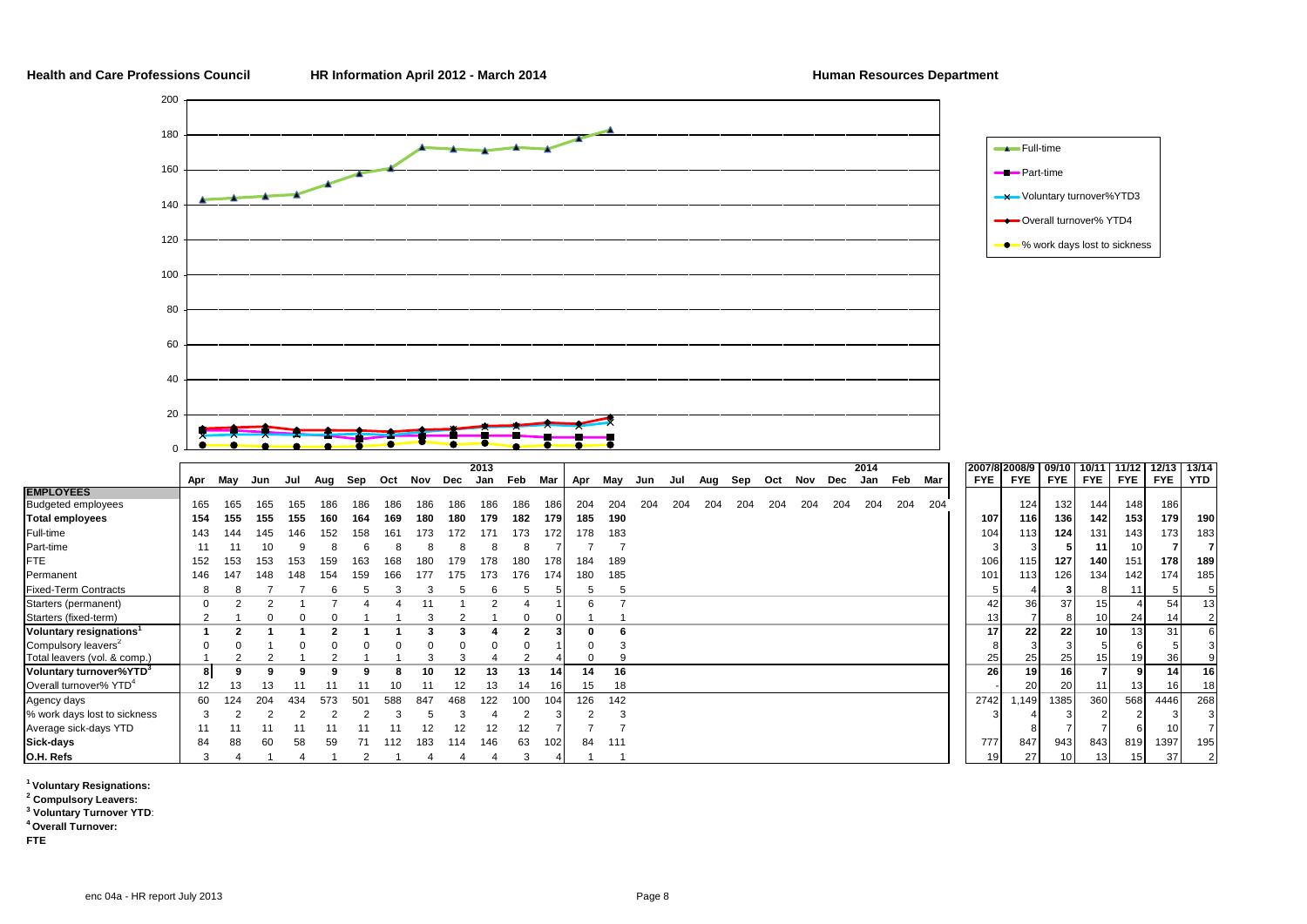**Health and Care Professions Council** **HR Information April 2012 - March 2014** **Human Resources Department**

200
180
160
140
120
100
80
60
40
20
0

Full-time
Part-time
Voluntary turnover%YTD3
Overall turnover% YTD4
% work days lost to sickness

| | 2013 | | | | | | | | | | | | 2014 | | | | | | | | | | | | 2007/8 | 2008/9 | 09/10 | 10/11 | 11/12 | 12/13 | 13/14 |
|---|---|---|---|---|---|---|---|---|---|---|---|---|---|---|---|---|---|---|---|---|---|---|---|---|---|---|---|---|---|---|---|
| | Apr | May | Jun | Jul | Aug | Sep | Oct | Nov | Dec | Jan | Feb | Mar | Apr | May | Jun | Jul | Aug | Sep | Oct | Nov | Dec | Jan | Feb | Mar | FYE | FYE | FYE | FYE | FYE | FYE | YTD |
| **EMPLOYEES** | | | | | | | | | | | | | | | | | | | | | | | | | | | | | | | |
| Budgeted employees | 165 | 165 | 165 | 165 | 186 | 186 | 186 | 186 | 186 | 186 | 186 | 186 | 204 | 204 | 204 | 204 | 204 | 204 | 204 | 204 | 204 | 204 | 204 | 204 | | 124 | 132 | 144 | 148 | 186 | |
| **Total employees** | **154** | **155** | **155** | **155** | **160** | **164** | **169** | **180** | **180** | **179** | **182** | **179** | **185** | **190** | | | | | | | | | | | **107** | **116** | **136** | **142** | **153** | **179** | **190** |
| Full-time | 143 | 144 | 145 | 146 | 152 | 158 | 161 | 173 | 172 | 171 | 173 | 172 | 178 | 183 | | | | | | | | | | | 104 | 113 | **124** | 131 | 143 | 173 | 183 |
| Part-time | 11 | 11 | 10 | 9 | 8 | 6 | 8 | 8 | 8 | 8 | 8 | 7 | 7 | 7 | | | | | | | | | | | 3 | 3 | **5** | **11** | 10 | **7** | **7** |
| FTE | 152 | 153 | 153 | 153 | 159 | 163 | 168 | 180 | 179 | 178 | 180 | 178 | 184 | 189 | | | | | | | | | | | 106 | 115 | **127** | **140** | 151 | **178** | **189** |
| Permanent | 146 | 147 | 148 | 148 | 154 | 159 | 166 | 177 | 175 | 173 | 176 | 174 | 180 | 185 | | | | | | | | | | | 101 | 113 | 126 | 134 | 142 | 174 | 185 |
| Fixed-Term Contracts | 8 | 8 | 7 | 7 | 6 | 5 | 3 | 3 | 5 | 6 | 5 | 5 | 5 | 5 | | | | | | | | | | | 5 | 4 | **3** | 8 | 11 | 5 | 5 |
| Starters (permanent) | 0 | 2 | 2 | 1 | 7 | 4 | 4 | 11 | 1 | 2 | 4 | 1 | 6 | 7 | | | | | | | | | | | 42 | 36 | 37 | 15 | 4 | 54 | 13 |
| Starters (fixed-term) | 2 | 1 | 0 | 0 | 0 | 1 | 1 | 3 | 2 | 1 | 0 | 0 | 1 | 1 | | | | | | | | | | | 13 | 7 | 8 | 10 | 24 | 14 | 2 |
| **Voluntary resignations**[1] | **1** | **2** | **1** | **1** | **2** | **1** | **1** | **3** | **3** | **4** | **2** | **3** | **0** | **6** | | | | | | | | | | | **17** | **22** | **22** | **10** | 13 | 31 | 6 |
| Compulsory leavers[2] | 0 | 0 | 1 | 0 | 0 | 0 | 0 | 0 | 0 | 0 | 0 | 1 | 0 | 3 | | | | | | | | | | | 8 | 3 | 3 | 5 | 6 | 5 | 3 |
| Total leavers (vol. & comp.) | 1 | 2 | 2 | 1 | 2 | 1 | 1 | 3 | 3 | 4 | 2 | 4 | 0 | 9 | | | | | | | | | | | 25 | 25 | 25 | 15 | 19 | 36 | 9 |
| **Voluntary turnover%YTD**[3] | **8** | **9** | **9** | **9** | **9** | **9** | **8** | **10** | **12** | **13** | **13** | **14** | **14** | **16** | | | | | | | | | | | **26** | **19** | **16** | **7** | **9** | **14** | **16** |
| Overall turnover% YTD[4] | 12 | 13 | 13 | 11 | 11 | 11 | 10 | 11 | 12 | 13 | 14 | 16 | 15 | 18 | | | | | | | | | | | - | 20 | 20 | 11 | 13 | 16 | 18 |
| Agency days | 60 | 124 | 204 | 434 | 573 | 501 | 588 | 847 | 468 | 122 | 100 | 104 | 126 | 142 | | | | | | | | | | | 2742 | 1,149 | 1385 | 360 | 568 | 4446 | 268 |
| % work days lost to sickness | 3 | 2 | 2 | 2 | 2 | 2 | 3 | 5 | 3 | 4 | 2 | 3 | 2 | 3 | | | | | | | | | | | 3 | 4 | 3 | 2 | 2 | 3 | 3 |
| Average sick-days YTD | 11 | 11 | 11 | 11 | 11 | 11 | 11 | 12 | 12 | 12 | 12 | 7 | 7 | 7 | | | | | | | | | | | | 8 | 7 | 7 | 6 | 10 | 7 |
| **Sick-days** | 84 | 88 | 60 | 58 | 59 | 71 | 112 | 183 | 114 | 146 | 63 | 102 | 84 | 111 | | | | | | | | | | | 777 | 847 | 943 | 843 | 819 | 1397 | 195 |
| **O.H. Refs** | 3 | 4 | 1 | 4 | 1 | 2 | 1 | 4 | 4 | 4 | 3 | 4 | 1 | 1 | | | | | | | | | | | 19 | 27 | 10 | 13 | 15 | 37 | 2 |

[1] **Voluntary Resignations:**

[2] **Compulsory Leavers:**

[3] **Voluntary Turnover YTD**:

[4] **Overall Turnover:**

**FTE**

enc 04a - HR report July 2013